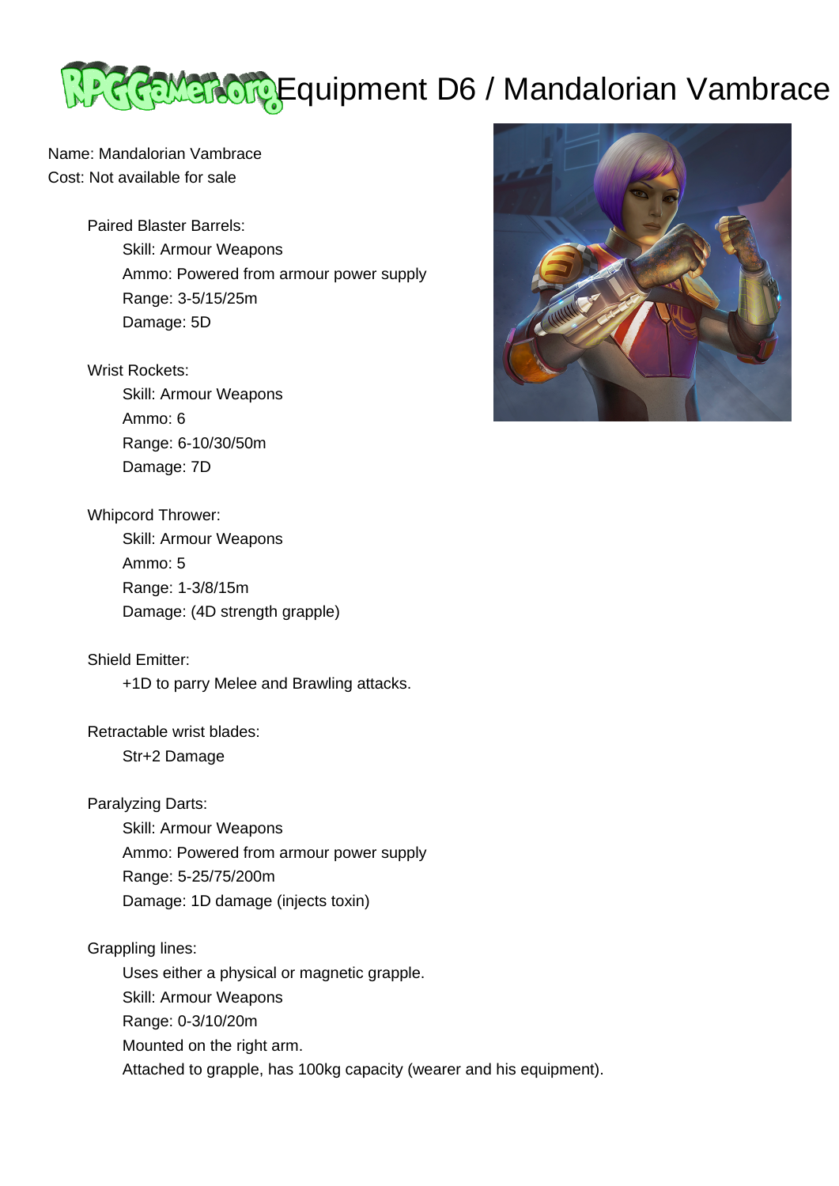# Equipment D6 / Mandalorian Vambrace

Name: Mandalorian Vambrace
Cost: Not available for sale

Paired Blaster Barrels:
- Skill: Armour Weapons
- Ammo: Powered from armour power supply
- Range: 3-5/15/25m
- Damage: 5D

Wrist Rockets:
- Skill: Armour Weapons
- Ammo: 6
- Range: 6-10/30/50m
- Damage: 7D

Whipcord Thrower:
- Skill: Armour Weapons
- Ammo: 5
- Range: 1-3/8/15m
- Damage: (4D strength grapple)

Shield Emitter:
- +1D to parry Melee and Brawling attacks.

Retractable wrist blades:
- Str+2 Damage

Paralyzing Darts:
- Skill: Armour Weapons
- Ammo: Powered from armour power supply
- Range: 5-25/75/200m
- Damage: 1D damage (injects toxin)

Grappling lines:
- Uses either a physical or magnetic grapple.
- Skill: Armour Weapons
- Range: 0-3/10/20m
- Mounted on the right arm.
- Attached to grapple, has 100kg capacity (wearer and his equipment).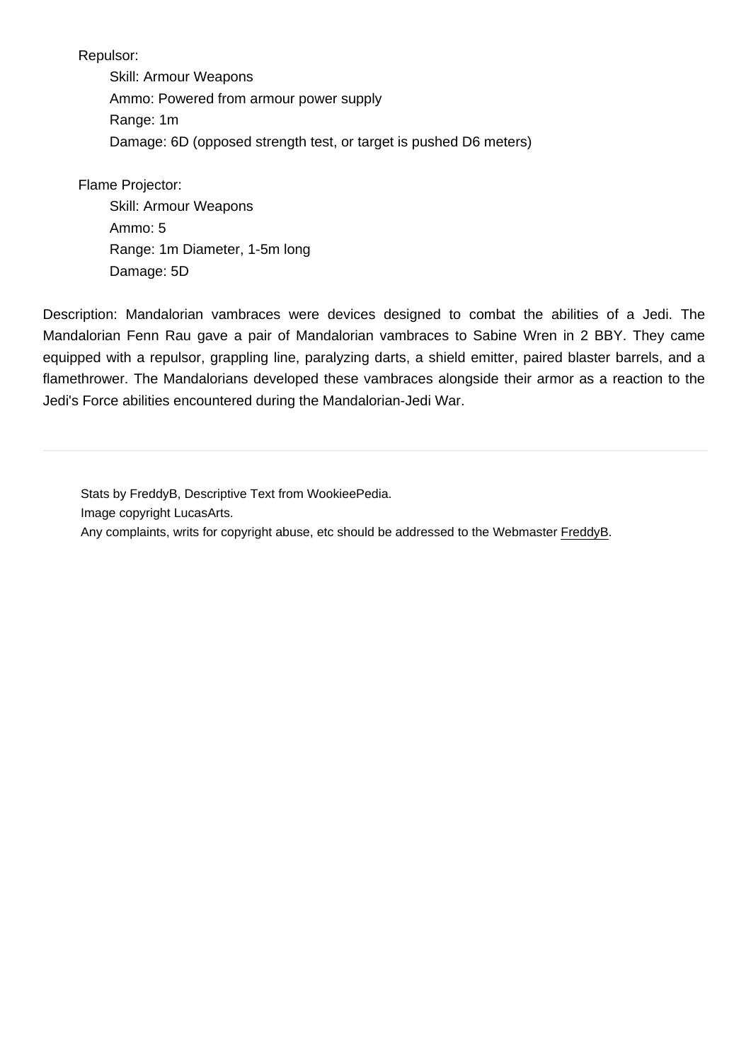Repulsor:

- Skill: Armour Weapons
- Ammo: Powered from armour power supply
- Range: 1m
- Damage: 6D (opposed strength test, or target is pushed D6 meters)

Flame Projector:

- Skill: Armour Weapons
- Ammo: 5
- Range: 1m Diameter, 1-5m long
- Damage: 5D

Description: Mandalorian vambraces were devices designed to combat the abilities of a Jedi. The Mandalorian Fenn Rau gave a pair of Mandalorian vambraces to Sabine Wren in 2 BBY. They came equipped with a repulsor, grappling line, paralyzing darts, a shield emitter, paired blaster barrels, and a flamethrower. The Mandalorians developed these vambraces alongside their armor as a reaction to the Jedi's Force abilities encountered during the Mandalorian-Jedi War.

---

Stats by FreddyB, Descriptive Text from WookieePedia.
Image copyright LucasArts.
Any complaints, writs for copyright abuse, etc should be addressed to the Webmaster FreddyB.